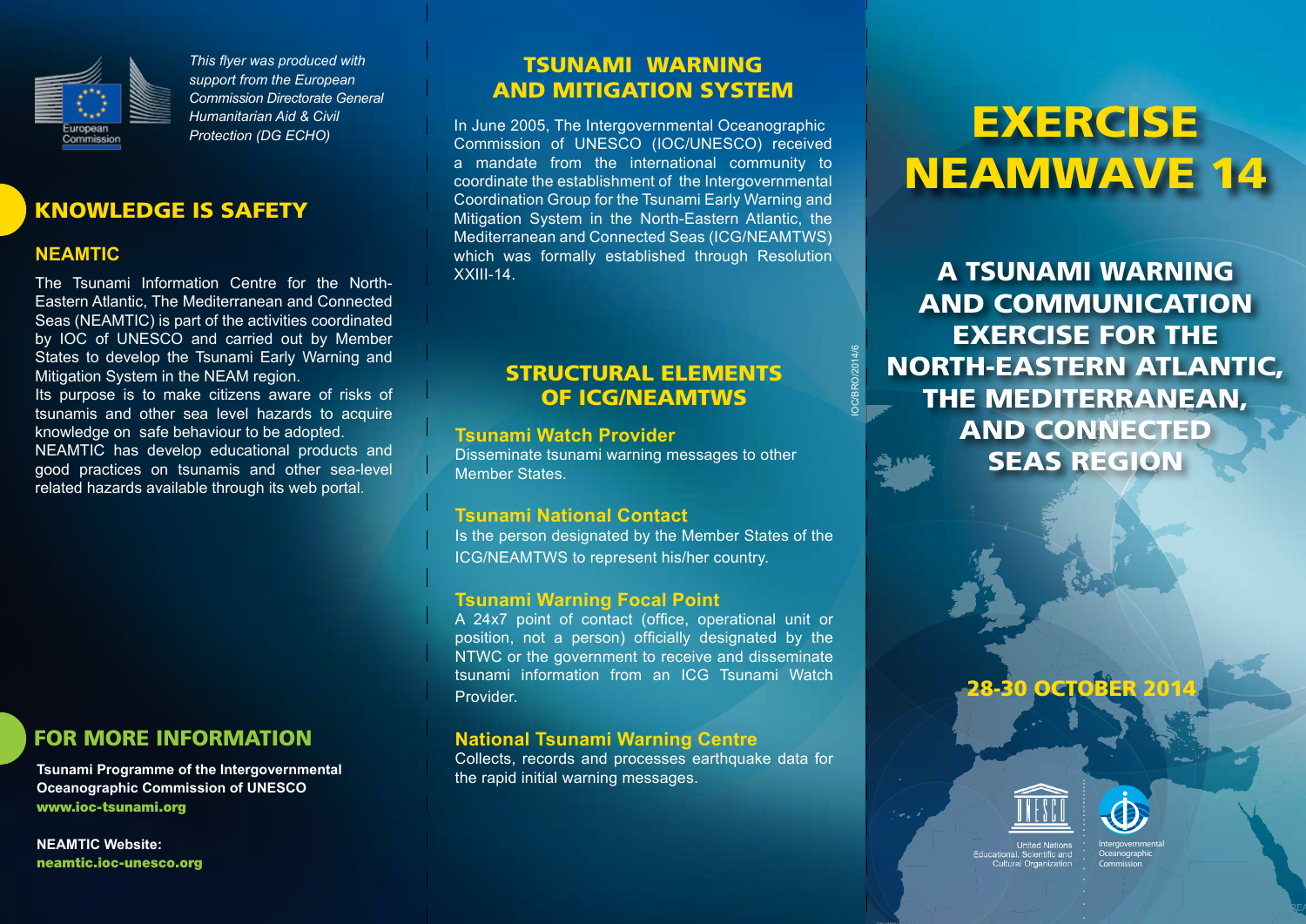*This flyer was produced with support from the European Commission Directorate General Humanitarian Aid & Civil Protection (DG ECHO)*

## KNOWLEDGE IS SAFETY

### NEAMTIC

The Tsunami Information Centre for the North-Eastern Atlantic, The Mediterranean and Connected Seas (NEAMTIC) is part of the activities coordinated by IOC of UNESCO and carried out by Member States to develop the Tsunami Early Warning and Mitigation System in the NEAM region.
Its purpose is to make citizens aware of risks of tsunamis and other sea level hazards to acquire knowledge on safe behaviour to be adopted.
NEAMTIC has develop educational products and good practices on tsunamis and other sea-level related hazards available through its web portal.

## FOR MORE INFORMATION

**Tsunami Programme of the Intergovernmental Oceanographic Commission of UNESCO**
**www.ioc-tsunami.org**

**NEAMTIC Website:**
**neamtic.ioc-unesco.org**

## TSUNAMI WARNING AND MITIGATION SYSTEM

In June 2005, The Intergovernmental Oceanographic Commission of UNESCO (IOC/UNESCO) received a mandate from the international community to coordinate the establishment of the Intergovernmental Coordination Group for the Tsunami Early Warning and Mitigation System in the North-Eastern Atlantic, the Mediterranean and Connected Seas (ICG/NEAMTWS) which was formally established through Resolution XXIII-14.

## STRUCTURAL ELEMENTS OF ICG/NEAMTWS

### Tsunami Watch Provider

Disseminate tsunami warning messages to other Member States.

### Tsunami National Contact

Is the person designated by the Member States of the ICG/NEAMTWS to represent his/her country.

### Tsunami Warning Focal Point

A 24x7 point of contact (office, operational unit or position, not a person) officially designated by the NTWC or the government to receive and disseminate tsunami information from an ICG Tsunami Watch Provider.

### National Tsunami Warning Centre

Collects, records and processes earthquake data for the rapid initial warning messages.

IOC/BRO/2014/6

# EXERCISE NEAMWAVE 14

## A TSUNAMI WARNING AND COMMUNICATION EXERCISE FOR THE NORTH-EASTERN ATLANTIC, THE MEDITERRANEAN, AND CONNECTED SEAS REGION

**28-30 OCTOBER 2014**

United Nations Educational, Scientific and Cultural Organization

Intergovernmental Oceanographic Commission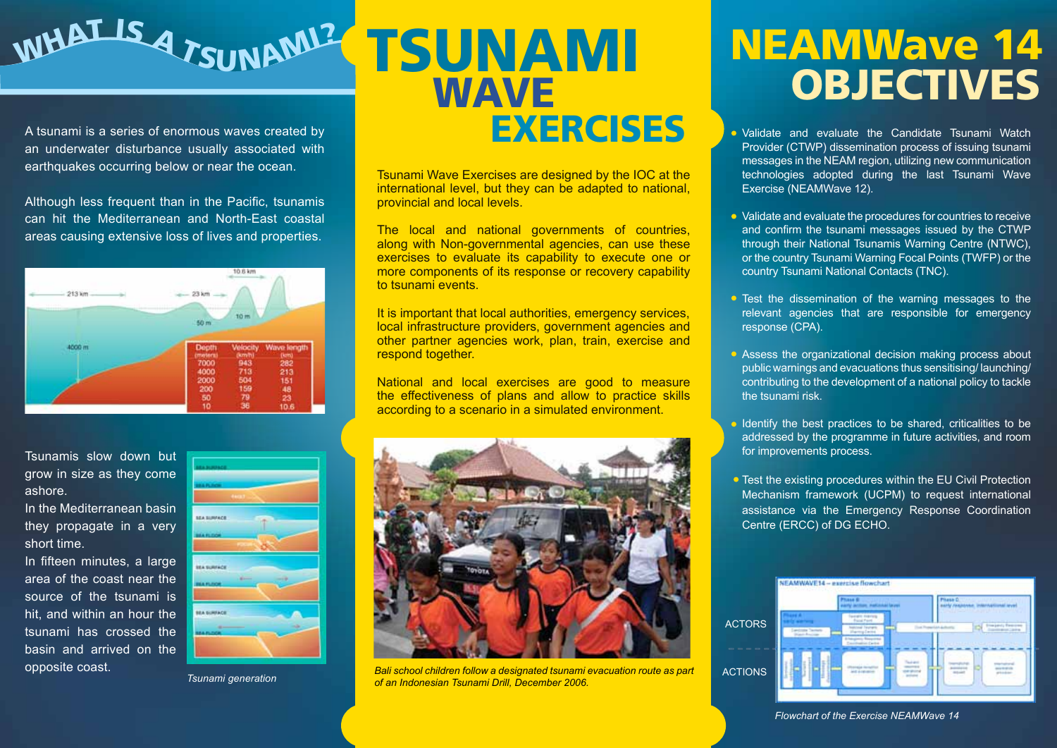# WHAT IS A TSUNAMI?

A tsunami is a series of enormous waves created by an underwater disturbance usually associated with earthquakes occurring below or near the ocean.

Although less frequent than in the Pacific, tsunamis can hit the Mediterranean and North-East coastal areas causing extensive loss of lives and properties.

10.6 km
213 km
23 km
50 m
10 m
4000 m

| Depth (meters) | Velocity (km/h) | Wave length (km) |
|---|---|---|
| 7000 | 943 | 282 |
| 4000 | 713 | 213 |
| 2000 | 504 | 151 |
| 200 | 159 | 48 |
| 50 | 79 | 23 |
| 10 | 36 | 10.6 |

Tsunamis slow down but grow in size as they come ashore.
In the Mediterranean basin they propagate in a very short time.
In fifteen minutes, a large area of the coast near the source of the tsunami is hit, and within an hour the tsunami has crossed the basin and arrived on the opposite coast.

*Tsunami generation*

# TSUNAMI WAVE EXERCISES

Tsunami Wave Exercises are designed by the IOC at the international level, but they can be adapted to national, provincial and local levels.

The local and national governments of countries, along with Non-governmental agencies, can use these exercises to evaluate its capability to execute one or more components of its response or recovery capability to tsunami events.

It is important that local authorities, emergency services, local infrastructure providers, government agencies and other partner agencies work, plan, train, exercise and respond together.

National and local exercises are good to measure the effectiveness of plans and allow to practice skills according to a scenario in a simulated environment.

*Bali school children follow a designated tsunami evacuation route as part of an Indonesian Tsunami Drill, December 2006.*

# NEAMWave 14 OBJECTIVES

- Validate and evaluate the Candidate Tsunami Watch Provider (CTWP) dissemination process of issuing tsunami messages in the NEAM region, utilizing new communication technologies adopted during the last Tsunami Wave Exercise (NEAMWave 12).
- Validate and evaluate the procedures for countries to receive and confirm the tsunami messages issued by the CTWP through their National Tsunamis Warning Centre (NTWC), or the country Tsunami Warning Focal Points (TWFP) or the country Tsunami National Contacts (TNC).
- Test the dissemination of the warning messages to the relevant agencies that are responsible for emergency response (CPA).
- Assess the organizational decision making process about public warnings and evacuations thus sensitising/ launching/ contributing to the development of a national policy to tackle the tsunami risk.
- Identify the best practices to be shared, criticalities to be addressed by the programme in future activities, and room for improvements process.
- Test the existing procedures within the EU Civil Protection Mechanism framework (UCPM) to request international assistance via the Emergency Response Coordination Centre (ERCC) of DG ECHO.

NEAMWAVE14 – exercise flowchart

ACTORS

ACTIONS

*Flowchart of the Exercise NEAMWave 14*